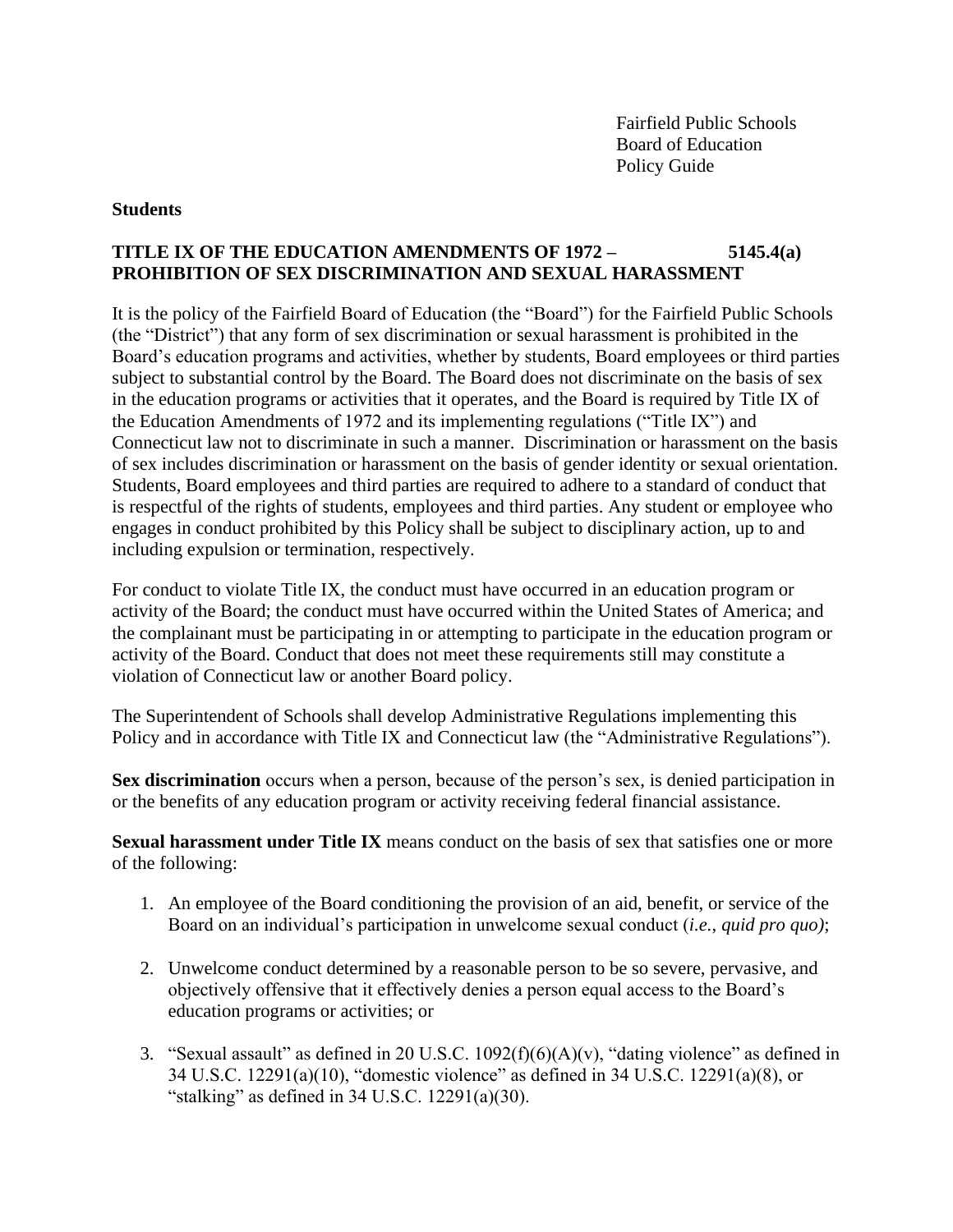Fairfield Public Schools
Board of Education
Policy Guide

**Students**

**TITLE IX OF THE EDUCATION AMENDMENTS OF 1972 – PROHIBITION OF SEX DISCRIMINATION AND SEXUAL HARASSMENT** **5145.4(a)**

It is the policy of the Fairfield Board of Education (the "Board") for the Fairfield Public Schools (the "District") that any form of sex discrimination or sexual harassment is prohibited in the Board's education programs and activities, whether by students, Board employees or third parties subject to substantial control by the Board. The Board does not discriminate on the basis of sex in the education programs or activities that it operates, and the Board is required by Title IX of the Education Amendments of 1972 and its implementing regulations ("Title IX") and Connecticut law not to discriminate in such a manner. Discrimination or harassment on the basis of sex includes discrimination or harassment on the basis of gender identity or sexual orientation. Students, Board employees and third parties are required to adhere to a standard of conduct that is respectful of the rights of students, employees and third parties. Any student or employee who engages in conduct prohibited by this Policy shall be subject to disciplinary action, up to and including expulsion or termination, respectively.

For conduct to violate Title IX, the conduct must have occurred in an education program or activity of the Board; the conduct must have occurred within the United States of America; and the complainant must be participating in or attempting to participate in the education program or activity of the Board. Conduct that does not meet these requirements still may constitute a violation of Connecticut law or another Board policy.

The Superintendent of Schools shall develop Administrative Regulations implementing this Policy and in accordance with Title IX and Connecticut law (the "Administrative Regulations").

**Sex discrimination** occurs when a person, because of the person's sex, is denied participation in or the benefits of any education program or activity receiving federal financial assistance.

**Sexual harassment under Title IX** means conduct on the basis of sex that satisfies one or more of the following:

1. An employee of the Board conditioning the provision of an aid, benefit, or service of the Board on an individual's participation in unwelcome sexual conduct (*i.e., quid pro quo)*;

2. Unwelcome conduct determined by a reasonable person to be so severe, pervasive, and objectively offensive that it effectively denies a person equal access to the Board's education programs or activities; or

3. "Sexual assault" as defined in 20 U.S.C. 1092(f)(6)(A)(v), "dating violence" as defined in 34 U.S.C. 12291(a)(10), "domestic violence" as defined in 34 U.S.C. 12291(a)(8), or "stalking" as defined in 34 U.S.C. 12291(a)(30).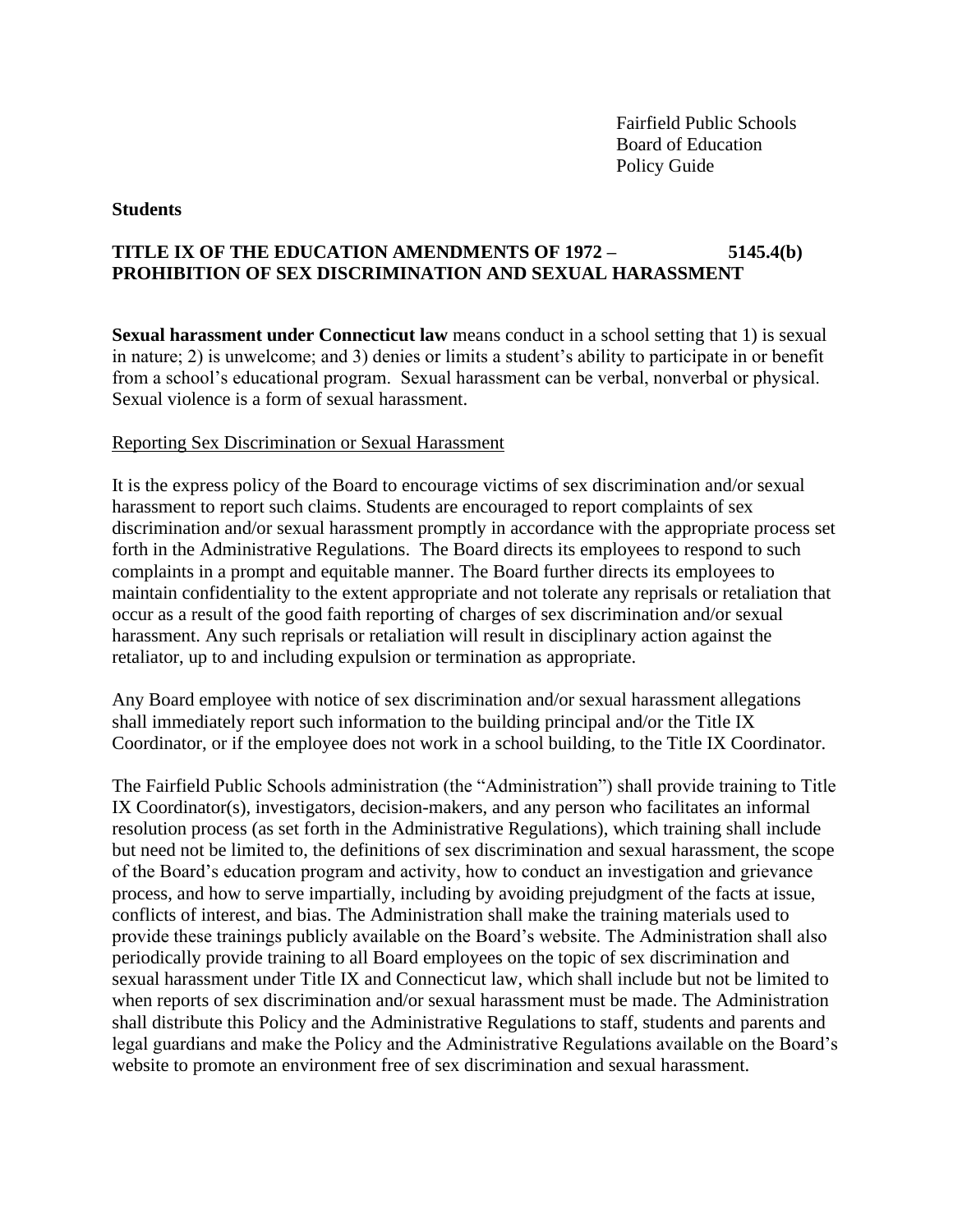**Students**

**TITLE IX OF THE EDUCATION AMENDMENTS OF 1972 – PROHIBITION OF SEX DISCRIMINATION AND SEXUAL HARASSMENT** **5145.4(b)**

**Sexual harassment under Connecticut law** means conduct in a school setting that 1) is sexual in nature; 2) is unwelcome; and 3) denies or limits a student's ability to participate in or benefit from a school's educational program. Sexual harassment can be verbal, nonverbal or physical. Sexual violence is a form of sexual harassment.

Reporting Sex Discrimination or Sexual Harassment

It is the express policy of the Board to encourage victims of sex discrimination and/or sexual harassment to report such claims. Students are encouraged to report complaints of sex discrimination and/or sexual harassment promptly in accordance with the appropriate process set forth in the Administrative Regulations. The Board directs its employees to respond to such complaints in a prompt and equitable manner. The Board further directs its employees to maintain confidentiality to the extent appropriate and not tolerate any reprisals or retaliation that occur as a result of the good faith reporting of charges of sex discrimination and/or sexual harassment. Any such reprisals or retaliation will result in disciplinary action against the retaliator, up to and including expulsion or termination as appropriate.

Any Board employee with notice of sex discrimination and/or sexual harassment allegations shall immediately report such information to the building principal and/or the Title IX Coordinator, or if the employee does not work in a school building, to the Title IX Coordinator.

The Fairfield Public Schools administration (the "Administration") shall provide training to Title IX Coordinator(s), investigators, decision-makers, and any person who facilitates an informal resolution process (as set forth in the Administrative Regulations), which training shall include but need not be limited to, the definitions of sex discrimination and sexual harassment, the scope of the Board's education program and activity, how to conduct an investigation and grievance process, and how to serve impartially, including by avoiding prejudgment of the facts at issue, conflicts of interest, and bias. The Administration shall make the training materials used to provide these trainings publicly available on the Board's website. The Administration shall also periodically provide training to all Board employees on the topic of sex discrimination and sexual harassment under Title IX and Connecticut law, which shall include but not be limited to when reports of sex discrimination and/or sexual harassment must be made. The Administration shall distribute this Policy and the Administrative Regulations to staff, students and parents and legal guardians and make the Policy and the Administrative Regulations available on the Board's website to promote an environment free of sex discrimination and sexual harassment.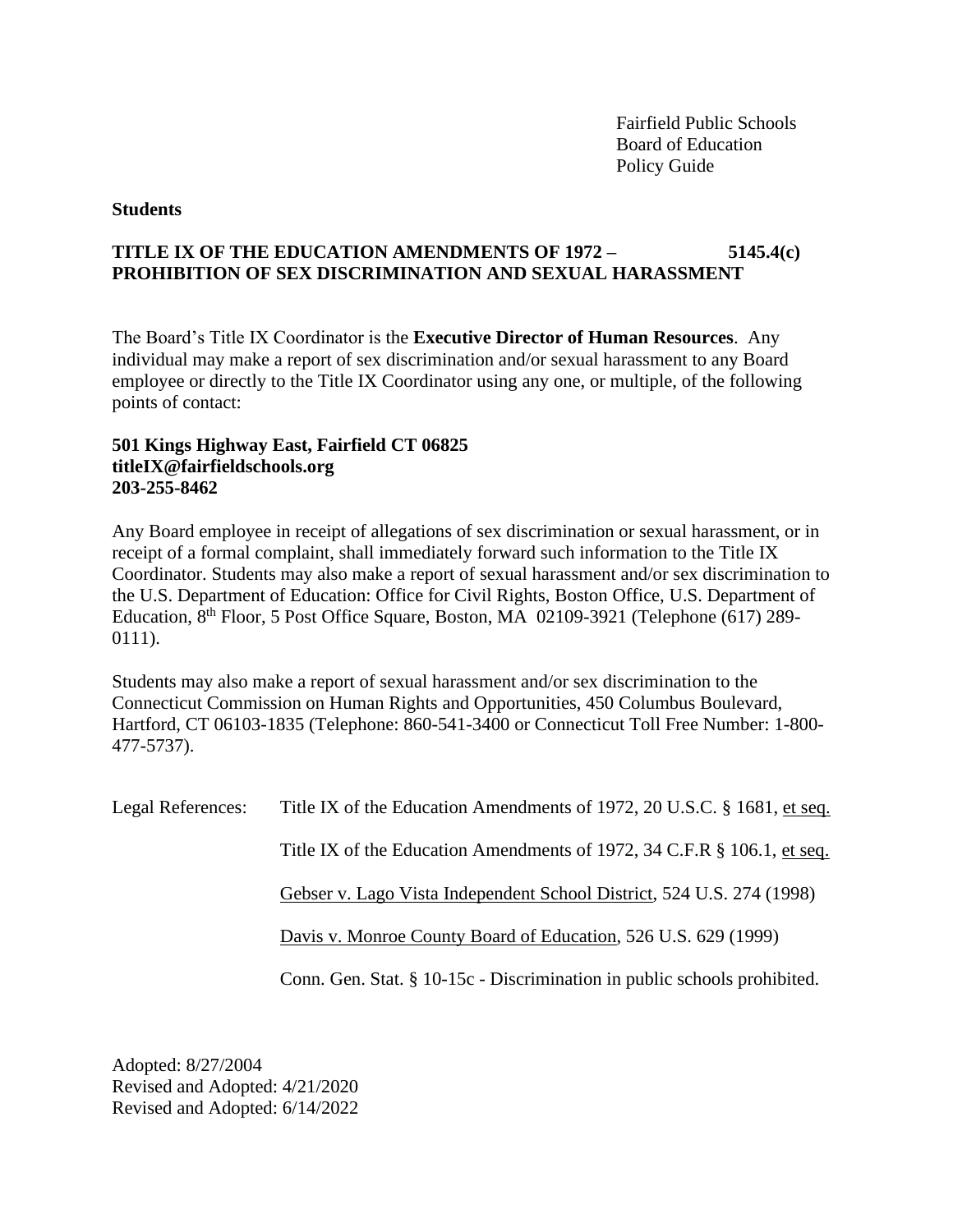Fairfield Public Schools
Board of Education
Policy Guide

**Students**

**TITLE IX OF THE EDUCATION AMENDMENTS OF 1972 – PROHIBITION OF SEX DISCRIMINATION AND SEXUAL HARASSMENT** **5145.4(c)**

The Board's Title IX Coordinator is the **Executive Director of Human Resources**. Any individual may make a report of sex discrimination and/or sexual harassment to any Board employee or directly to the Title IX Coordinator using any one, or multiple, of the following points of contact:

**501 Kings Highway East, Fairfield CT 06825**
**titleIX@fairfieldschools.org**
**203-255-8462**

Any Board employee in receipt of allegations of sex discrimination or sexual harassment, or in receipt of a formal complaint, shall immediately forward such information to the Title IX Coordinator. Students may also make a report of sexual harassment and/or sex discrimination to the U.S. Department of Education: Office for Civil Rights, Boston Office, U.S. Department of Education, 8th Floor, 5 Post Office Square, Boston, MA 02109-3921 (Telephone (617) 289-0111).

Students may also make a report of sexual harassment and/or sex discrimination to the Connecticut Commission on Human Rights and Opportunities, 450 Columbus Boulevard, Hartford, CT 06103-1835 (Telephone: 860-541-3400 or Connecticut Toll Free Number: 1-800-477-5737).

Legal References:

Title IX of the Education Amendments of 1972, 20 U.S.C. § 1681, et seq.

Title IX of the Education Amendments of 1972, 34 C.F.R § 106.1, et seq.

Gebser v. Lago Vista Independent School District, 524 U.S. 274 (1998)

Davis v. Monroe County Board of Education, 526 U.S. 629 (1999)

Conn. Gen. Stat. § 10-15c - Discrimination in public schools prohibited.

Adopted: 8/27/2004
Revised and Adopted: 4/21/2020
Revised and Adopted: 6/14/2022